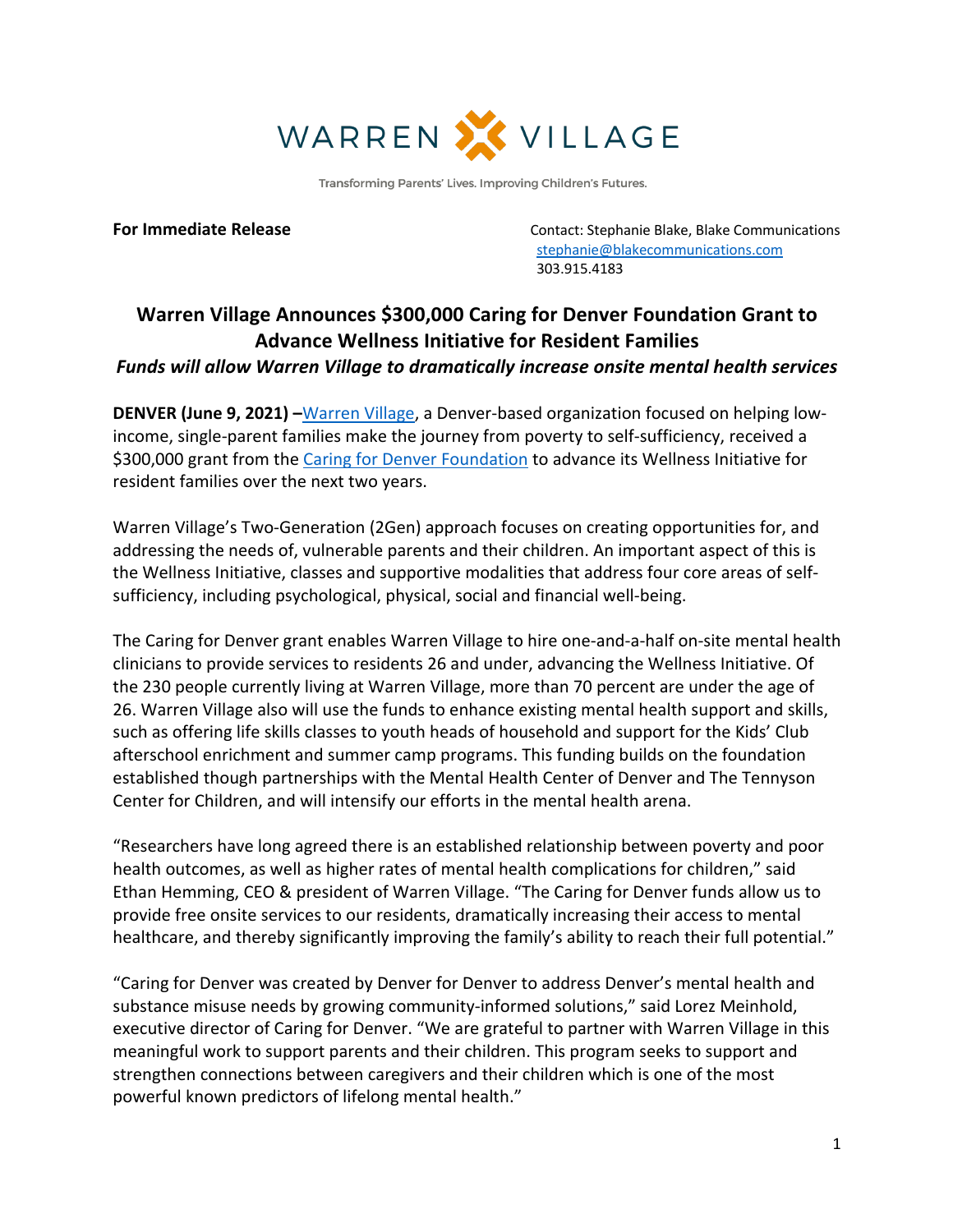WARREN VILLAGE

Transforming Parents' Lives. Improving Children's Futures.

**For Immediate Release**

Contact: Stephanie Blake, Blake Communications
stephanie@blakecommunications.com
303.915.4183

## Warren Village Announces $300,000 Caring for Denver Foundation Grant to Advance Wellness Initiative for Resident Families

***Funds will allow Warren Village to dramatically increase onsite mental health services***

**DENVER (June 9, 2021) –**Warren Village, a Denver-based organization focused on helping low-income, single-parent families make the journey from poverty to self-sufficiency, received a $300,000 grant from the Caring for Denver Foundation to advance its Wellness Initiative for resident families over the next two years.

Warren Village's Two-Generation (2Gen) approach focuses on creating opportunities for, and addressing the needs of, vulnerable parents and their children. An important aspect of this is the Wellness Initiative, classes and supportive modalities that address four core areas of self-sufficiency, including psychological, physical, social and financial well-being.

The Caring for Denver grant enables Warren Village to hire one-and-a-half on-site mental health clinicians to provide services to residents 26 and under, advancing the Wellness Initiative. Of the 230 people currently living at Warren Village, more than 70 percent are under the age of 26. Warren Village also will use the funds to enhance existing mental health support and skills, such as offering life skills classes to youth heads of household and support for the Kids' Club afterschool enrichment and summer camp programs. This funding builds on the foundation established though partnerships with the Mental Health Center of Denver and The Tennyson Center for Children, and will intensify our efforts in the mental health arena.

"Researchers have long agreed there is an established relationship between poverty and poor health outcomes, as well as higher rates of mental health complications for children," said Ethan Hemming, CEO & president of Warren Village. "The Caring for Denver funds allow us to provide free onsite services to our residents, dramatically increasing their access to mental healthcare, and thereby significantly improving the family's ability to reach their full potential."

"Caring for Denver was created by Denver for Denver to address Denver's mental health and substance misuse needs by growing community-informed solutions," said Lorez Meinhold, executive director of Caring for Denver. "We are grateful to partner with Warren Village in this meaningful work to support parents and their children. This program seeks to support and strengthen connections between caregivers and their children which is one of the most powerful known predictors of lifelong mental health."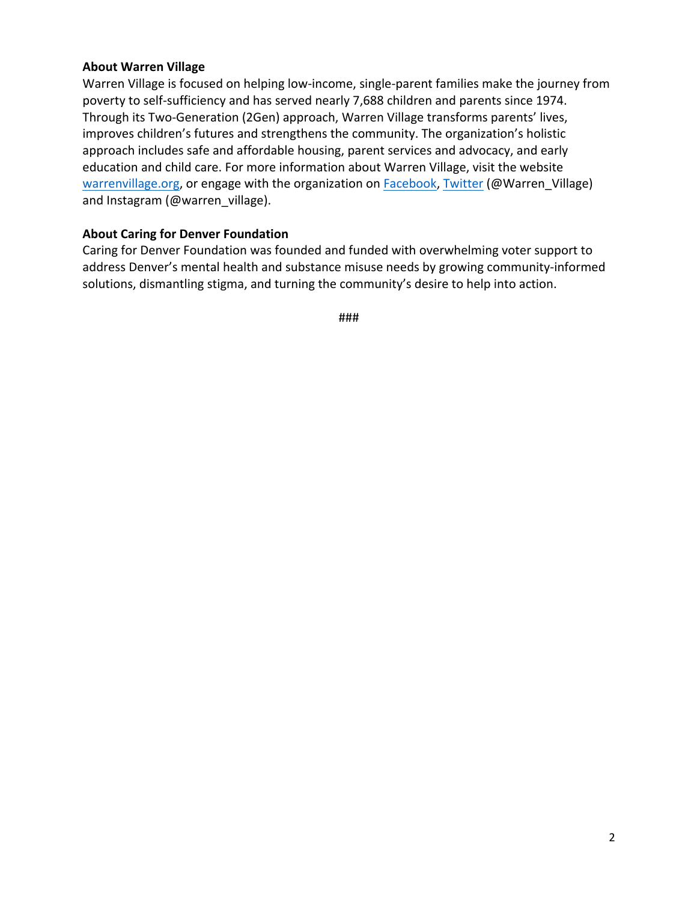**About Warren Village**

Warren Village is focused on helping low-income, single-parent families make the journey from poverty to self-sufficiency and has served nearly 7,688 children and parents since 1974. Through its Two-Generation (2Gen) approach, Warren Village transforms parents' lives, improves children's futures and strengthens the community. The organization's holistic approach includes safe and affordable housing, parent services and advocacy, and early education and child care. For more information about Warren Village, visit the website warrenvillage.org, or engage with the organization on Facebook, Twitter (@Warren_Village) and Instagram (@warren_village).

**About Caring for Denver Foundation**

Caring for Denver Foundation was founded and funded with overwhelming voter support to address Denver's mental health and substance misuse needs by growing community-informed solutions, dismantling stigma, and turning the community's desire to help into action.

###